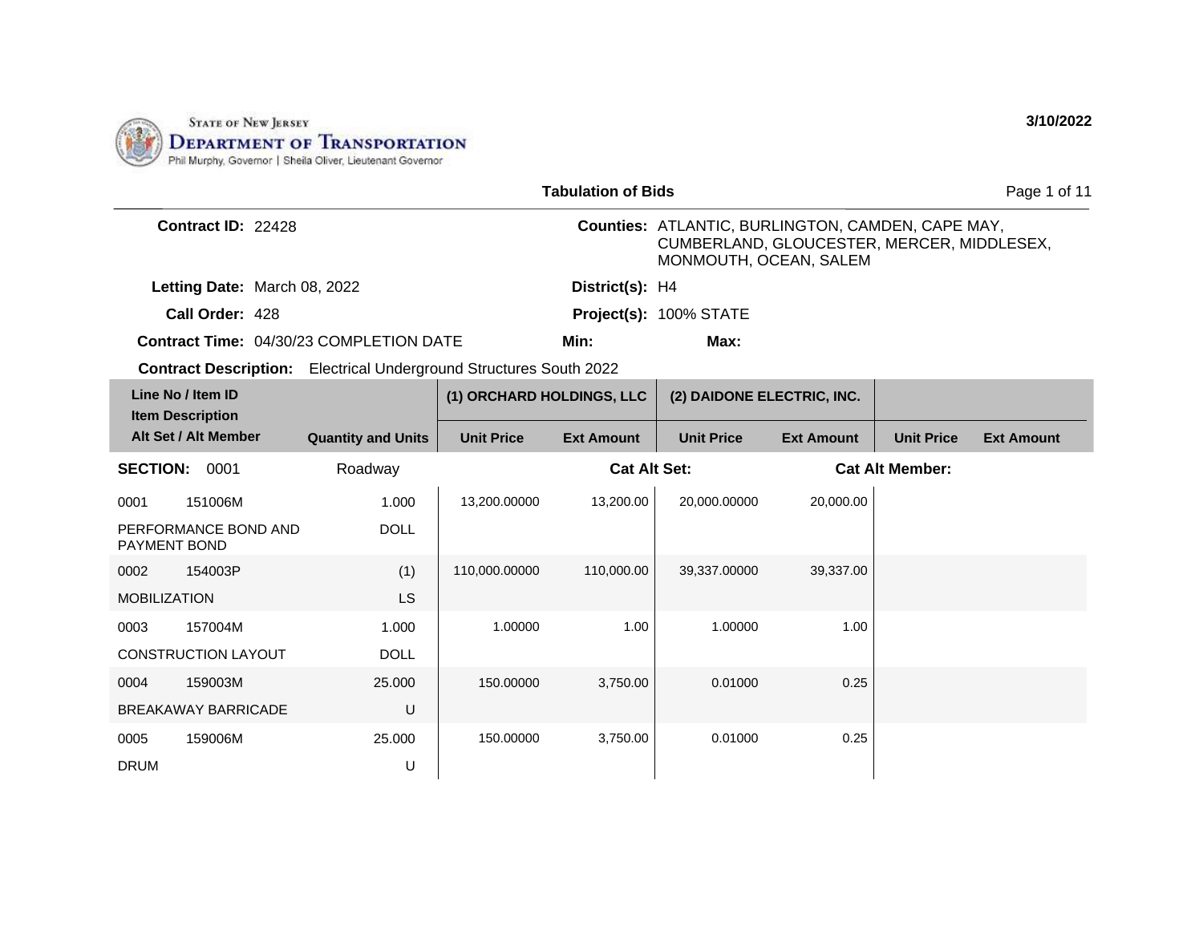State of New Jersey
**Department of Transportation**
Phil Murphy, Governor | Sheila Oliver, Lieutenant Governor

3/10/2022

## Tabulation of Bids

**Contract ID:** 22428

**Counties:** ATLANTIC, BURLINGTON, CAMDEN, CAPE MAY, CUMBERLAND, GLOUCESTER, MERCER, MIDDLESEX, MONMOUTH, OCEAN, SALEM

**Letting Date:** March 08, 2022

**District(s):** H4

**Call Order:** 428

**Project(s):** 100% STATE

**Contract Time:** 04/30/23 COMPLETION DATE

**Min:**

**Max:**

**Contract Description:** Electrical Underground Structures South 2022

| Line No / Item ID / Item Description / Alt Set / Alt Member | Quantity and Units | (1) ORCHARD HOLDINGS, LLC | | (2) DAIDONE ELECTRIC, INC. | | | |
|---|---|---|---|---|---|---|---|
| | | Unit Price | Ext Amount | Unit Price | Ext Amount | Unit Price | Ext Amount |
| **SECTION: 0001** | Roadway | | **Cat Alt Set:** | | | **Cat Alt Member:** | |
| 0001 151006M PERFORMANCE BOND AND PAYMENT BOND | 1.000 DOLL | 13,200.00000 | 13,200.00 | 20,000.00000 | 20,000.00 | | |
| 0002 154003P MOBILIZATION | (1) LS | 110,000.00000 | 110,000.00 | 39,337.00000 | 39,337.00 | | |
| 0003 157004M CONSTRUCTION LAYOUT | 1.000 DOLL | 1.00000 | 1.00 | 1.00000 | 1.00 | | |
| 0004 159003M BREAKAWAY BARRICADE | 25.000 U | 150.00000 | 3,750.00 | 0.01000 | 0.25 | | |
| 0005 159006M DRUM | 25.000 U | 150.00000 | 3,750.00 | 0.01000 | 0.25 | | |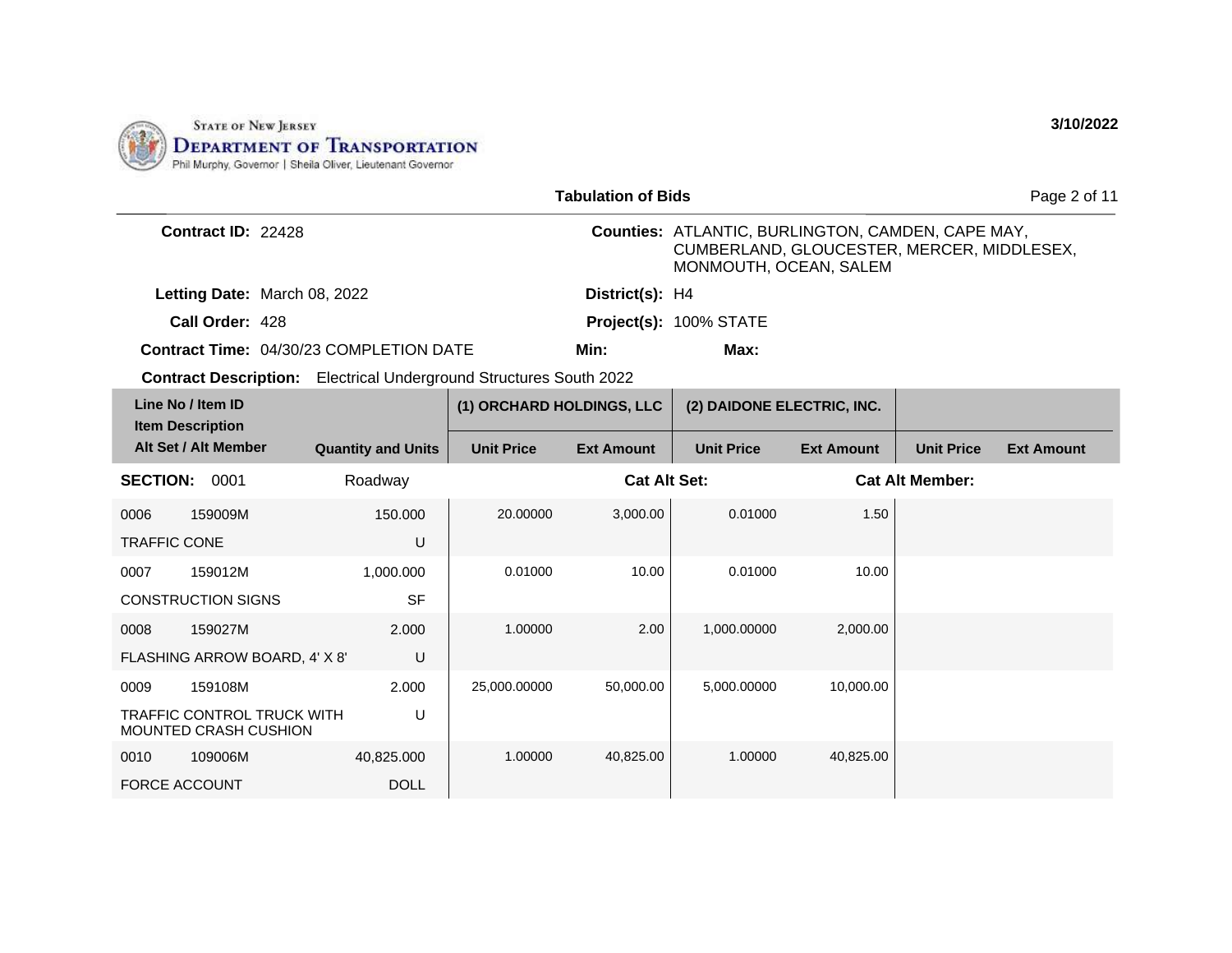STATE OF NEW JERSEY
DEPARTMENT OF TRANSPORTATION
Phil Murphy, Governor | Sheila Oliver, Lieutenant Governor

**3/10/2022**

## Tabulation of Bids

**Contract ID:** 22428

**Counties:** ATLANTIC, BURLINGTON, CAMDEN, CAPE MAY, CUMBERLAND, GLOUCESTER, MERCER, MIDDLESEX, MONMOUTH, OCEAN, SALEM

**Letting Date:** March 08, 2022

**District(s):** H4

**Call Order:** 428

**Project(s):** 100% STATE

**Contract Time:** 04/30/23 COMPLETION DATE

**Min:**

**Max:**

**Contract Description:** Electrical Underground Structures South 2022

| Line No / Item ID / Item Description / Alt Set / Alt Member | | Quantity and Units | (1) ORCHARD HOLDINGS, LLC | | (2) DAIDONE ELECTRIC, INC. | | | |
|---|---|---|---|---|---|---|---|---|
| | | | Unit Price | Ext Amount | Unit Price | Ext Amount | Unit Price | Ext Amount |
| **SECTION: 0001** | | Roadway | | **Cat Alt Set:** | | **Cat Alt Member:** | | |
| 0006 | 159009M | 150.000 | 20.00000 | 3,000.00 | 0.01000 | 1.50 | | |
| TRAFFIC CONE | | U | | | | | | |
| 0007 | 159012M | 1,000.000 | 0.01000 | 10.00 | 0.01000 | 10.00 | | |
| CONSTRUCTION SIGNS | | SF | | | | | | |
| 0008 | 159027M | 2.000 | 1.00000 | 2.00 | 1,000.00000 | 2,000.00 | | |
| FLASHING ARROW BOARD, 4' X 8' | | U | | | | | | |
| 0009 | 159108M | 2.000 | 25,000.00000 | 50,000.00 | 5,000.00000 | 10,000.00 | | |
| TRAFFIC CONTROL TRUCK WITH MOUNTED CRASH CUSHION | | U | | | | | | |
| 0010 | 109006M | 40,825.000 | 1.00000 | 40,825.00 | 1.00000 | 40,825.00 | | |
| FORCE ACCOUNT | | DOLL | | | | | | |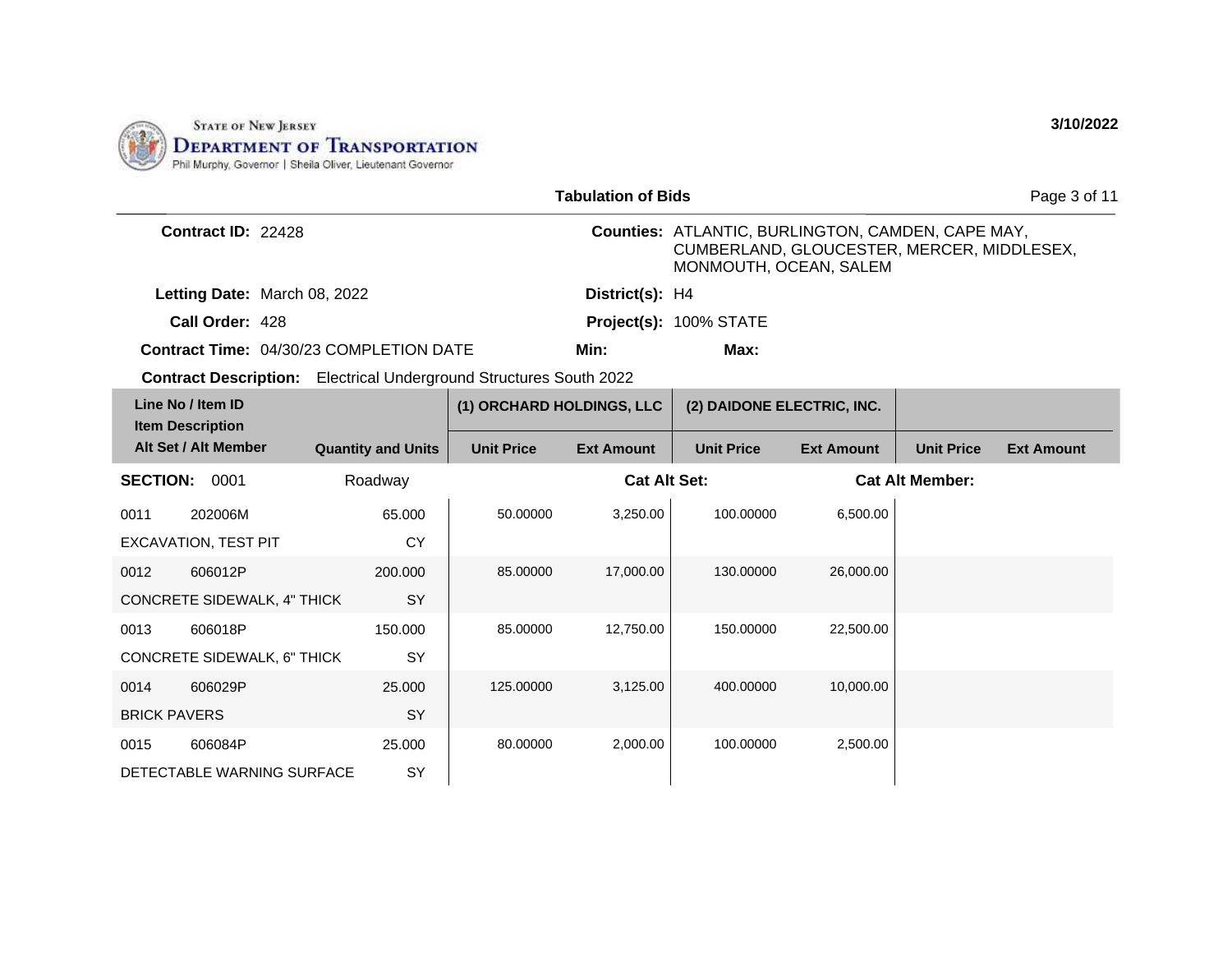State of New Jersey
Department of Transportation
Phil Murphy, Governor | Sheila Oliver, Lieutenant Governor

3/10/2022

## Tabulation of Bids

**Contract ID:** 22428

**Counties:** ATLANTIC, BURLINGTON, CAMDEN, CAPE MAY, CUMBERLAND, GLOUCESTER, MERCER, MIDDLESEX, MONMOUTH, OCEAN, SALEM

**Letting Date:** March 08, 2022

**District(s):** H4

**Call Order:** 428

**Project(s):** 100% STATE

**Contract Time:** 04/30/23 COMPLETION DATE

**Min:**

**Max:**

**Contract Description:** Electrical Underground Structures South 2022

| Line No / Item ID / Item Description / Alt Set / Alt Member | | Quantity and Units | (1) ORCHARD HOLDINGS, LLC | | (2) DAIDONE ELECTRIC, INC. | | | |
|---|---|---|---|---|---|---|---|---|
| | | | Unit Price | Ext Amount | Unit Price | Ext Amount | Unit Price | Ext Amount |
| **SECTION:** 0001 | | Roadway | | Cat Alt Set: | | Cat Alt Member: | | |
| 0011 | 202006M | 65.000 | 50.00000 | 3,250.00 | 100.00000 | 6,500.00 | | |
| EXCAVATION, TEST PIT | | CY | | | | | | |
| 0012 | 606012P | 200.000 | 85.00000 | 17,000.00 | 130.00000 | 26,000.00 | | |
| CONCRETE SIDEWALK, 4" THICK | | SY | | | | | | |
| 0013 | 606018P | 150.000 | 85.00000 | 12,750.00 | 150.00000 | 22,500.00 | | |
| CONCRETE SIDEWALK, 6" THICK | | SY | | | | | | |
| 0014 | 606029P | 25.000 | 125.00000 | 3,125.00 | 400.00000 | 10,000.00 | | |
| BRICK PAVERS | | SY | | | | | | |
| 0015 | 606084P | 25.000 | 80.00000 | 2,000.00 | 100.00000 | 2,500.00 | | |
| DETECTABLE WARNING SURFACE | | SY | | | | | | |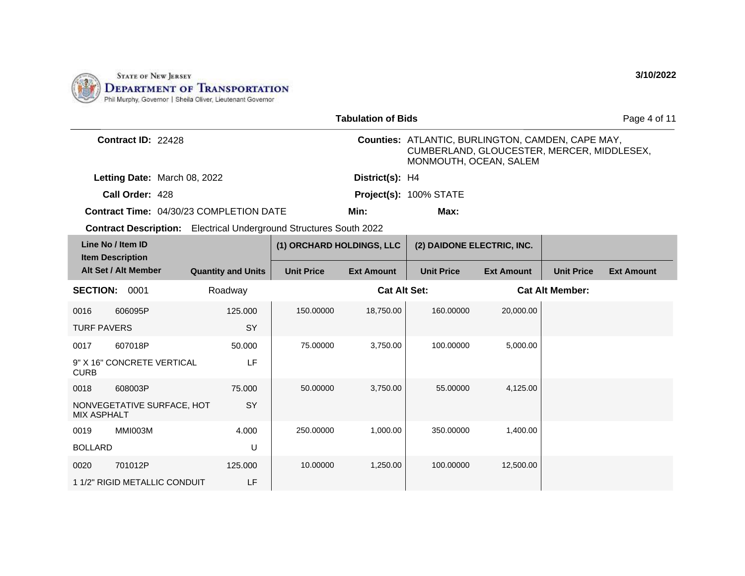STATE OF NEW JERSEY
**DEPARTMENT OF TRANSPORTATION**
Phil Murphy, Governor | Sheila Oliver, Lieutenant Governor

**3/10/2022**

**Tabulation of Bids**

**Contract ID:** 22428

**Counties:** ATLANTIC, BURLINGTON, CAMDEN, CAPE MAY, CUMBERLAND, GLOUCESTER, MERCER, MIDDLESEX, MONMOUTH, OCEAN, SALEM

**Letting Date:** March 08, 2022

**District(s):** H4

**Call Order:** 428

**Project(s):** 100% STATE

**Contract Time:** 04/30/23 COMPLETION DATE

**Min:**

**Max:**

**Contract Description:** Electrical Underground Structures South 2022

| Line No / Item ID / Item Description / Alt Set / Alt Member | | Quantity and Units | (1) ORCHARD HOLDINGS, LLC | | (2) DAIDONE ELECTRIC, INC. | | | |
|---|---|---|---|---|---|---|---|---|
| | | | Unit Price | Ext Amount | Unit Price | Ext Amount | Unit Price | Ext Amount |
| **SECTION: 0001** | | Roadway | | **Cat Alt Set:** | | **Cat Alt Member:** | | |
| 0016 | 606095P | 125.000 | 150.00000 | 18,750.00 | 160.00000 | 20,000.00 | | |
| TURF PAVERS | | SY | | | | | | |
| 0017 | 607018P | 50.000 | 75.00000 | 3,750.00 | 100.00000 | 5,000.00 | | |
| 9" X 16" CONCRETE VERTICAL CURB | | LF | | | | | | |
| 0018 | 608003P | 75.000 | 50.00000 | 3,750.00 | 55.00000 | 4,125.00 | | |
| NONVEGETATIVE SURFACE, HOT MIX ASPHALT | | SY | | | | | | |
| 0019 | MMI003M | 4.000 | 250.00000 | 1,000.00 | 350.00000 | 1,400.00 | | |
| BOLLARD | | U | | | | | | |
| 0020 | 701012P | 125.000 | 10.00000 | 1,250.00 | 100.00000 | 12,500.00 | | |
| 1 1/2" RIGID METALLIC CONDUIT | | LF | | | | | | |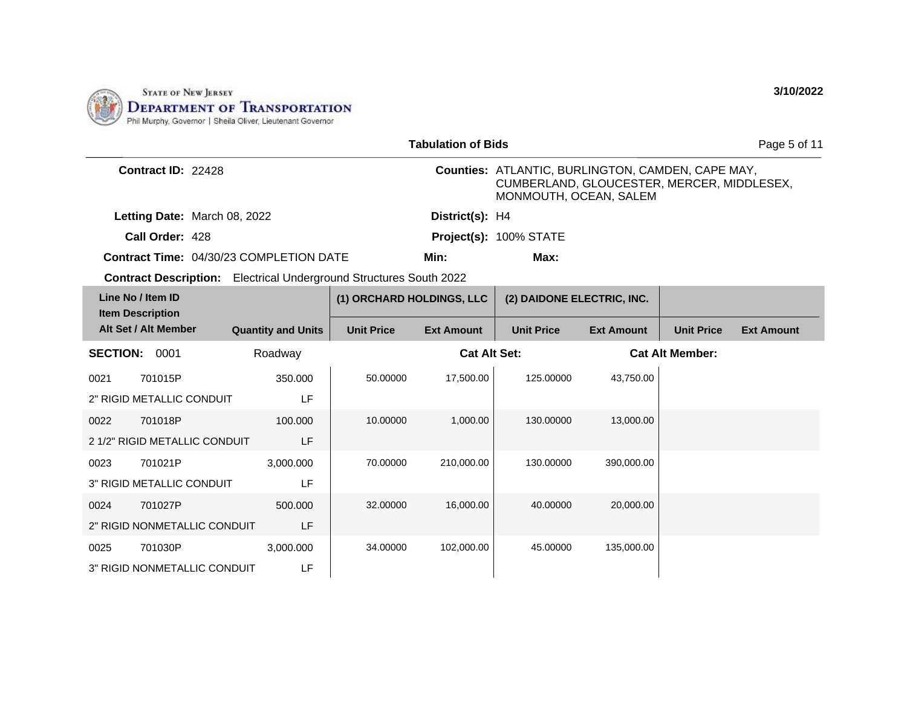State of New Jersey
Department of Transportation
Phil Murphy, Governor | Sheila Oliver, Lieutenant Governor

3/10/2022

## Tabulation of Bids

**Contract ID:** 22428

**Counties:** ATLANTIC, BURLINGTON, CAMDEN, CAPE MAY, CUMBERLAND, GLOUCESTER, MERCER, MIDDLESEX, MONMOUTH, OCEAN, SALEM

**Letting Date:** March 08, 2022

**District(s):** H4

**Call Order:** 428

**Project(s):** 100% STATE

**Contract Time:** 04/30/23 COMPLETION DATE

**Min:**

**Max:**

**Contract Description:** Electrical Underground Structures South 2022

| Line No / Item ID / Item Description / Alt Set / Alt Member | Quantity and Units | (1) ORCHARD HOLDINGS, LLC Unit Price | (1) ORCHARD HOLDINGS, LLC Ext Amount | (2) DAIDONE ELECTRIC, INC. Unit Price | (2) DAIDONE ELECTRIC, INC. Ext Amount | Unit Price | Ext Amount |
|---|---|---|---|---|---|---|---|
| **SECTION: 0001** | Roadway | | **Cat Alt Set:** | | **Cat Alt Member:** | | |
| 0021 701015P 2" RIGID METALLIC CONDUIT | 350.000 LF | 50.00000 | 17,500.00 | 125.00000 | 43,750.00 | | |
| 0022 701018P 2 1/2" RIGID METALLIC CONDUIT | 100.000 LF | 10.00000 | 1,000.00 | 130.00000 | 13,000.00 | | |
| 0023 701021P 3" RIGID METALLIC CONDUIT | 3,000.000 LF | 70.00000 | 210,000.00 | 130.00000 | 390,000.00 | | |
| 0024 701027P 2" RIGID NONMETALLIC CONDUIT | 500.000 LF | 32.00000 | 16,000.00 | 40.00000 | 20,000.00 | | |
| 0025 701030P 3" RIGID NONMETALLIC CONDUIT | 3,000.000 LF | 34.00000 | 102,000.00 | 45.00000 | 135,000.00 | | |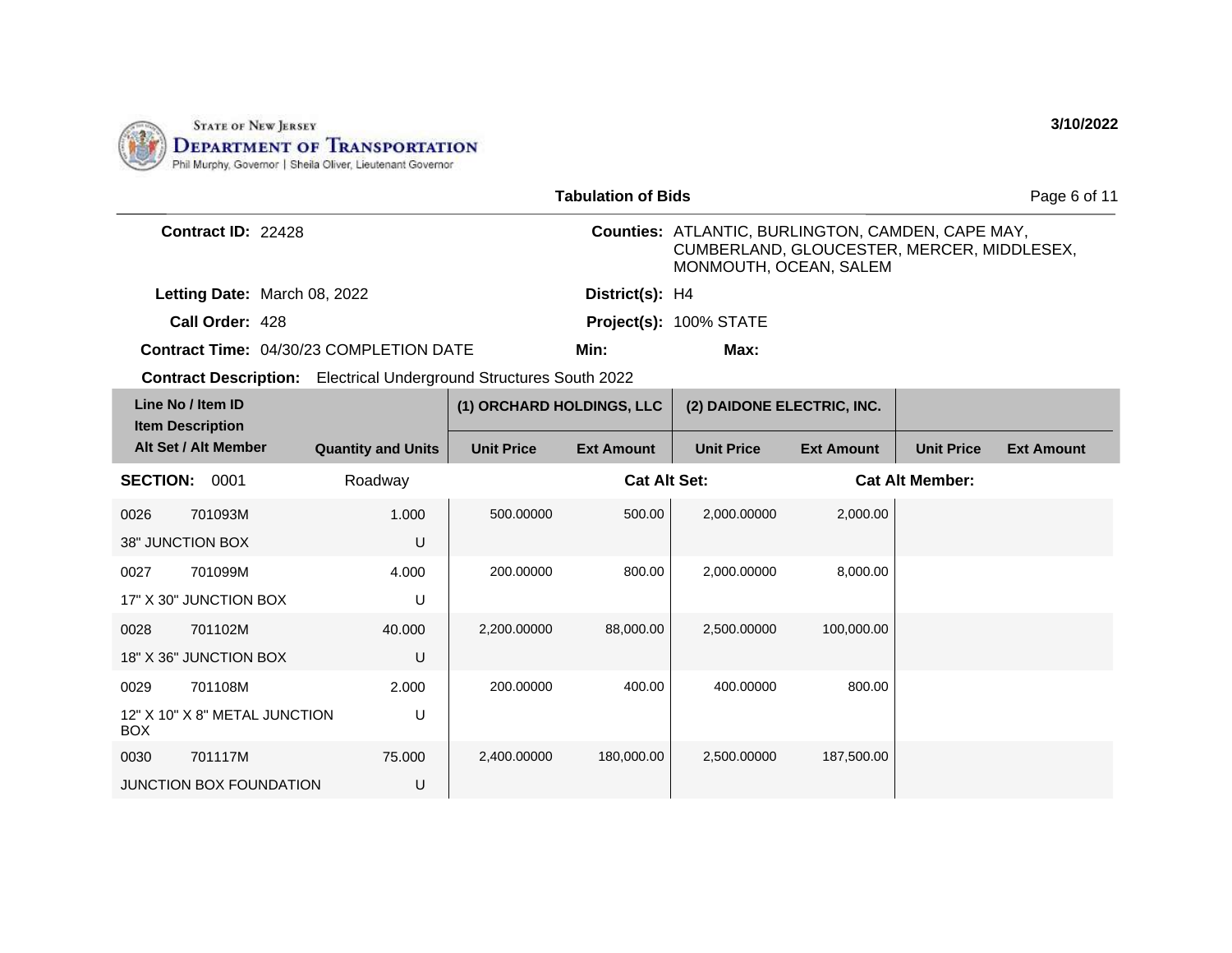STATE OF NEW JERSEY
DEPARTMENT OF TRANSPORTATION
Phil Murphy, Governor | Sheila Oliver, Lieutenant Governor

3/10/2022

## Tabulation of Bids

**Contract ID:** 22428

**Counties:** ATLANTIC, BURLINGTON, CAMDEN, CAPE MAY, CUMBERLAND, GLOUCESTER, MERCER, MIDDLESEX, MONMOUTH, OCEAN, SALEM

**Letting Date:** March 08, 2022

**District(s):** H4

**Call Order:** 428

**Project(s):** 100% STATE

**Contract Time:** 04/30/23 COMPLETION DATE

**Min:**

**Max:**

**Contract Description:** Electrical Underground Structures South 2022

| Line No / Item ID / Item Description / Alt Set / Alt Member | Quantity and Units | (1) ORCHARD HOLDINGS, LLC Unit Price | (1) ORCHARD HOLDINGS, LLC Ext Amount | (2) DAIDONE ELECTRIC, INC. Unit Price | (2) DAIDONE ELECTRIC, INC. Ext Amount | Unit Price | Ext Amount |
|---|---|---|---|---|---|---|---|
| **SECTION: 0001** Roadway | | **Cat Alt Set:** | | | **Cat Alt Member:** | | |
| 0026 701093M 38" JUNCTION BOX | 1.000 U | 500.00000 | 500.00 | 2,000.00000 | 2,000.00 | | |
| 0027 701099M 17" X 30" JUNCTION BOX | 4.000 U | 200.00000 | 800.00 | 2,000.00000 | 8,000.00 | | |
| 0028 701102M 18" X 36" JUNCTION BOX | 40.000 U | 2,200.00000 | 88,000.00 | 2,500.00000 | 100,000.00 | | |
| 0029 701108M 12" X 10" X 8" METAL JUNCTION BOX | 2.000 U | 200.00000 | 400.00 | 400.00000 | 800.00 | | |
| 0030 701117M JUNCTION BOX FOUNDATION | 75.000 U | 2,400.00000 | 180,000.00 | 2,500.00000 | 187,500.00 | | |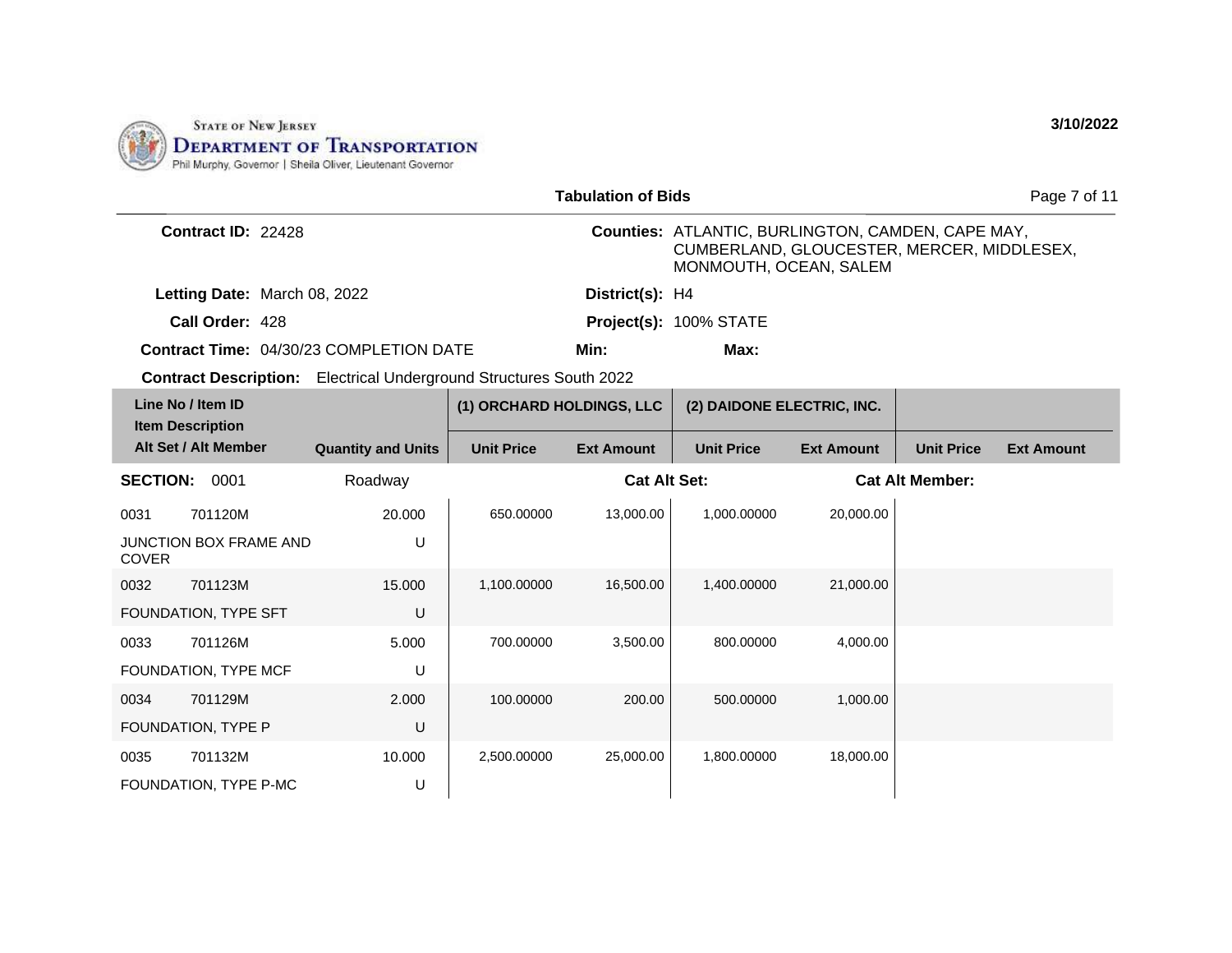STATE OF NEW JERSEY
DEPARTMENT OF TRANSPORTATION
Phil Murphy, Governor | Sheila Oliver, Lieutenant Governor

3/10/2022

**Tabulation of Bids**

**Contract ID:** 22428

**Counties:** ATLANTIC, BURLINGTON, CAMDEN, CAPE MAY, CUMBERLAND, GLOUCESTER, MERCER, MIDDLESEX, MONMOUTH, OCEAN, SALEM

**Letting Date:** March 08, 2022

**District(s):** H4

**Call Order:** 428

**Project(s):** 100% STATE

**Contract Time:** 04/30/23 COMPLETION DATE

**Min:**

**Max:**

**Contract Description:** Electrical Underground Structures South 2022

| Line No / Item ID<br>Item Description<br>Alt Set / Alt Member | Quantity and Units | (1) ORCHARD HOLDINGS, LLC | | (2) DAIDONE ELECTRIC, INC. | | | |
|---|---|---|---|---|---|---|---|
| | | Unit Price | Ext Amount | Unit Price | Ext Amount | Unit Price | Ext Amount |
| **SECTION: 0001** | Roadway | | Cat Alt Set: | | Cat Alt Member: | | |
| 0031 701120M<br>JUNCTION BOX FRAME AND COVER | 20.000<br>U | 650.00000 | 13,000.00 | 1,000.00000 | 20,000.00 | | |
| 0032 701123M<br>FOUNDATION, TYPE SFT | 15.000<br>U | 1,100.00000 | 16,500.00 | 1,400.00000 | 21,000.00 | | |
| 0033 701126M<br>FOUNDATION, TYPE MCF | 5.000<br>U | 700.00000 | 3,500.00 | 800.00000 | 4,000.00 | | |
| 0034 701129M<br>FOUNDATION, TYPE P | 2.000<br>U | 100.00000 | 200.00 | 500.00000 | 1,000.00 | | |
| 0035 701132M<br>FOUNDATION, TYPE P-MC | 10.000<br>U | 2,500.00000 | 25,000.00 | 1,800.00000 | 18,000.00 | | |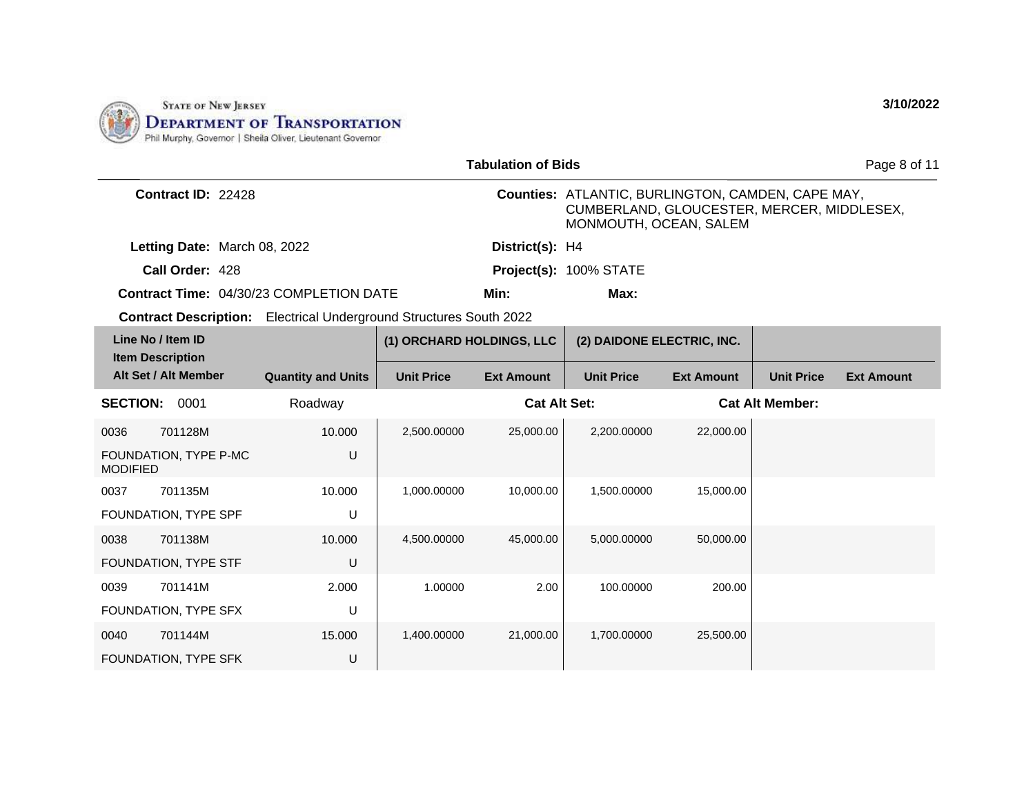STATE OF NEW JERSEY
DEPARTMENT OF TRANSPORTATION
Phil Murphy, Governor | Sheila Oliver, Lieutenant Governor

3/10/2022

**Tabulation of Bids**

**Contract ID:** 22428

**Counties:** ATLANTIC, BURLINGTON, CAMDEN, CAPE MAY, CUMBERLAND, GLOUCESTER, MERCER, MIDDLESEX, MONMOUTH, OCEAN, SALEM

**Letting Date:** March 08, 2022

**District(s):** H4

**Call Order:** 428

**Project(s):** 100% STATE

**Contract Time:** 04/30/23 COMPLETION DATE

**Min:**

**Max:**

**Contract Description:** Electrical Underground Structures South 2022

| Line No / Item ID / Item Description / Alt Set / Alt Member | | Quantity and Units | (1) ORCHARD HOLDINGS, LLC | | (2) DAIDONE ELECTRIC, INC. | | | |
|---|---|---|---|---|---|---|---|---|
| | | | Unit Price | Ext Amount | Unit Price | Ext Amount | Unit Price | Ext Amount |
| **SECTION:** 0001 | | Roadway | | Cat Alt Set: | | Cat Alt Member: | | |
| 0036 | 701128M | 10.000 | 2,500.00000 | 25,000.00 | 2,200.00000 | 22,000.00 | | |
| FOUNDATION, TYPE P-MC MODIFIED | | U | | | | | | |
| 0037 | 701135M | 10.000 | 1,000.00000 | 10,000.00 | 1,500.00000 | 15,000.00 | | |
| FOUNDATION, TYPE SPF | | U | | | | | | |
| 0038 | 701138M | 10.000 | 4,500.00000 | 45,000.00 | 5,000.00000 | 50,000.00 | | |
| FOUNDATION, TYPE STF | | U | | | | | | |
| 0039 | 701141M | 2.000 | 1.00000 | 2.00 | 100.00000 | 200.00 | | |
| FOUNDATION, TYPE SFX | | U | | | | | | |
| 0040 | 701144M | 15.000 | 1,400.00000 | 21,000.00 | 1,700.00000 | 25,500.00 | | |
| FOUNDATION, TYPE SFK | | U | | | | | | |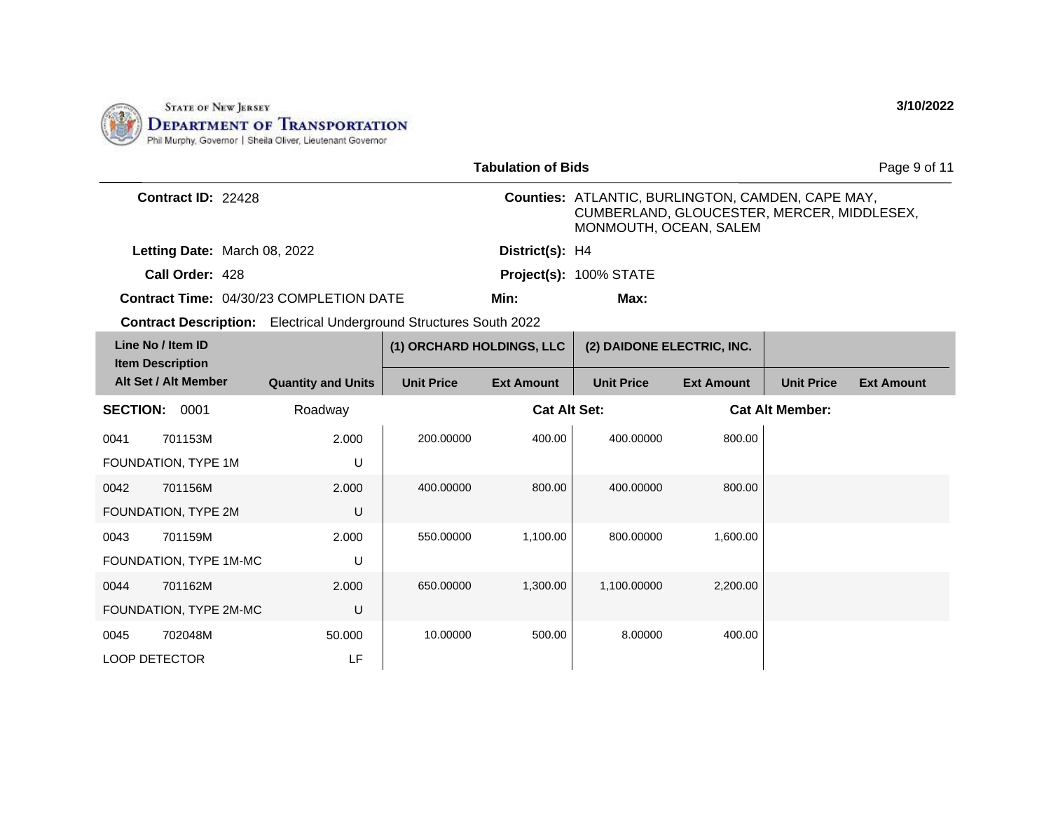**Tabulation of Bids**

**Contract ID:** 22428

**Counties:** ATLANTIC, BURLINGTON, CAMDEN, CAPE MAY, CUMBERLAND, GLOUCESTER, MERCER, MIDDLESEX, MONMOUTH, OCEAN, SALEM

**Letting Date:** March 08, 2022

**District(s):** H4

**Call Order:** 428

**Project(s):** 100% STATE

**Contract Time:** 04/30/23 COMPLETION DATE

**Min:**

**Max:**

**Contract Description:** Electrical Underground Structures South 2022

| Line No / Item ID | Item Description / Alt Set / Alt Member | Quantity and Units | (1) ORCHARD HOLDINGS, LLC Unit Price | (1) ORCHARD HOLDINGS, LLC Ext Amount | (2) DAIDONE ELECTRIC, INC. Unit Price | (2) DAIDONE ELECTRIC, INC. Ext Amount | Unit Price | Ext Amount |
|---|---|---|---|---|---|---|---|---|
| **SECTION: 0001** | | Roadway | | Cat Alt Set: | | Cat Alt Member: | | |
| 0041 701153M | FOUNDATION, TYPE 1M | 2.000 U | 200.00000 | 400.00 | 400.00000 | 800.00 | | |
| 0042 701156M | FOUNDATION, TYPE 2M | 2.000 U | 400.00000 | 800.00 | 400.00000 | 800.00 | | |
| 0043 701159M | FOUNDATION, TYPE 1M-MC | 2.000 U | 550.00000 | 1,100.00 | 800.00000 | 1,600.00 | | |
| 0044 701162M | FOUNDATION, TYPE 2M-MC | 2.000 U | 650.00000 | 1,300.00 | 1,100.00000 | 2,200.00 | | |
| 0045 702048M | LOOP DETECTOR | 50.000 LF | 10.00000 | 500.00 | 8.00000 | 400.00 | | |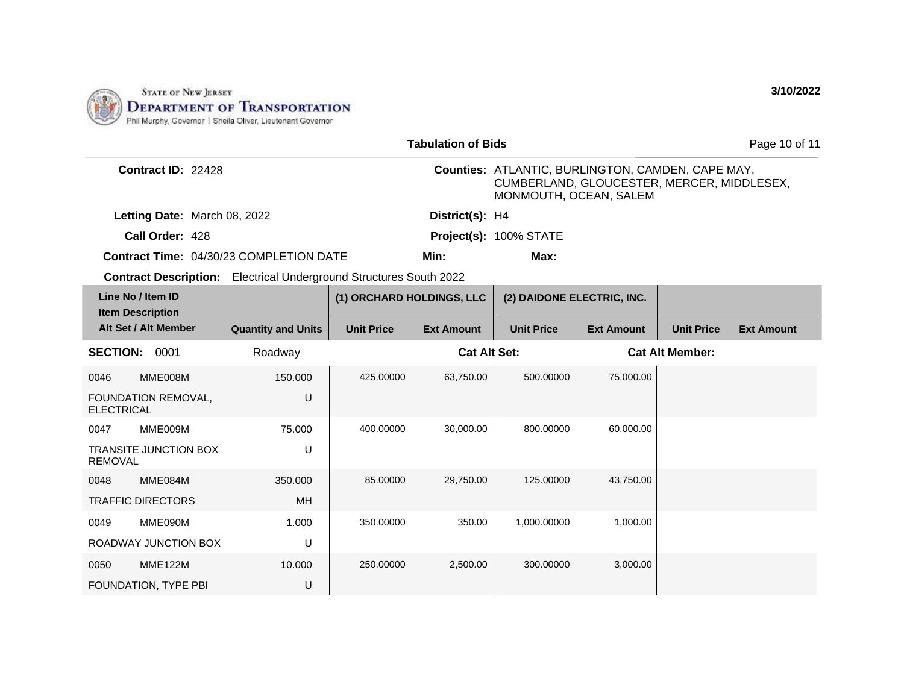STATE OF NEW JERSEY
DEPARTMENT OF TRANSPORTATION
Phil Murphy, Governor | Sheila Oliver, Lieutenant Governor

3/10/2022

## Tabulation of Bids

**Contract ID:** 22428

**Counties:** ATLANTIC, BURLINGTON, CAMDEN, CAPE MAY, CUMBERLAND, GLOUCESTER, MERCER, MIDDLESEX, MONMOUTH, OCEAN, SALEM

**Letting Date:** March 08, 2022

**District(s):** H4

**Call Order:** 428

**Project(s):** 100% STATE

**Contract Time:** 04/30/23 COMPLETION DATE

**Min:**

**Max:**

**Contract Description:** Electrical Underground Structures South 2022

| Line No / Item ID / Item Description / Alt Set / Alt Member | Quantity and Units | (1) ORCHARD HOLDINGS, LLC | | (2) DAIDONE ELECTRIC, INC. | | | |
|---|---|---|---|---|---|---|---|
| | | Unit Price | Ext Amount | Unit Price | Ext Amount | Unit Price | Ext Amount |
| **SECTION: 0001** | Roadway | | **Cat Alt Set:** | | | **Cat Alt Member:** | |
| 0046 MME008M FOUNDATION REMOVAL, ELECTRICAL | 150.000 U | 425.00000 | 63,750.00 | 500.00000 | 75,000.00 | | |
| 0047 MME009M TRANSITE JUNCTION BOX REMOVAL | 75.000 U | 400.00000 | 30,000.00 | 800.00000 | 60,000.00 | | |
| 0048 MME084M TRAFFIC DIRECTORS | 350.000 MH | 85.00000 | 29,750.00 | 125.00000 | 43,750.00 | | |
| 0049 MME090M ROADWAY JUNCTION BOX | 1.000 U | 350.00000 | 350.00 | 1,000.00000 | 1,000.00 | | |
| 0050 MME122M FOUNDATION, TYPE PBI | 10.000 U | 250.00000 | 2,500.00 | 300.00000 | 3,000.00 | | |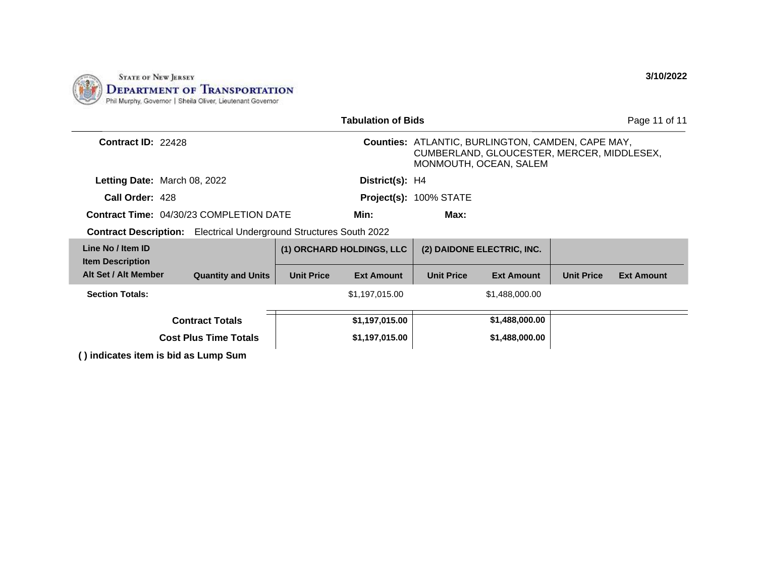**Tabulation of Bids**

**Contract ID:** 22428

**Counties:** ATLANTIC, BURLINGTON, CAMDEN, CAPE MAY, CUMBERLAND, GLOUCESTER, MERCER, MIDDLESEX, MONMOUTH, OCEAN, SALEM

**Letting Date:** March 08, 2022

**District(s):** H4

**Call Order:** 428

**Project(s):** 100% STATE

**Contract Time:** 04/30/23 COMPLETION DATE

**Min:**

**Max:**

**Contract Description:** Electrical Underground Structures South 2022

| Line No / Item ID<br>Item Description<br>Alt Set / Alt Member | Quantity and Units | (1) ORCHARD HOLDINGS, LLC | | (2) DAIDONE ELECTRIC, INC. | | | |
|---|---|---|---|---|---|---|---|
| | | Unit Price | Ext Amount | Unit Price | Ext Amount | Unit Price | Ext Amount |
| **Section Totals:** | | | $1,197,015.00 | | $1,488,000.00 | | |
| **Contract Totals** | | | **$1,197,015.00** | | **$1,488,000.00** | | |
| **Cost Plus Time Totals** | | | **$1,197,015.00** | | **$1,488,000.00** | | |

**( ) indicates item is bid as Lump Sum**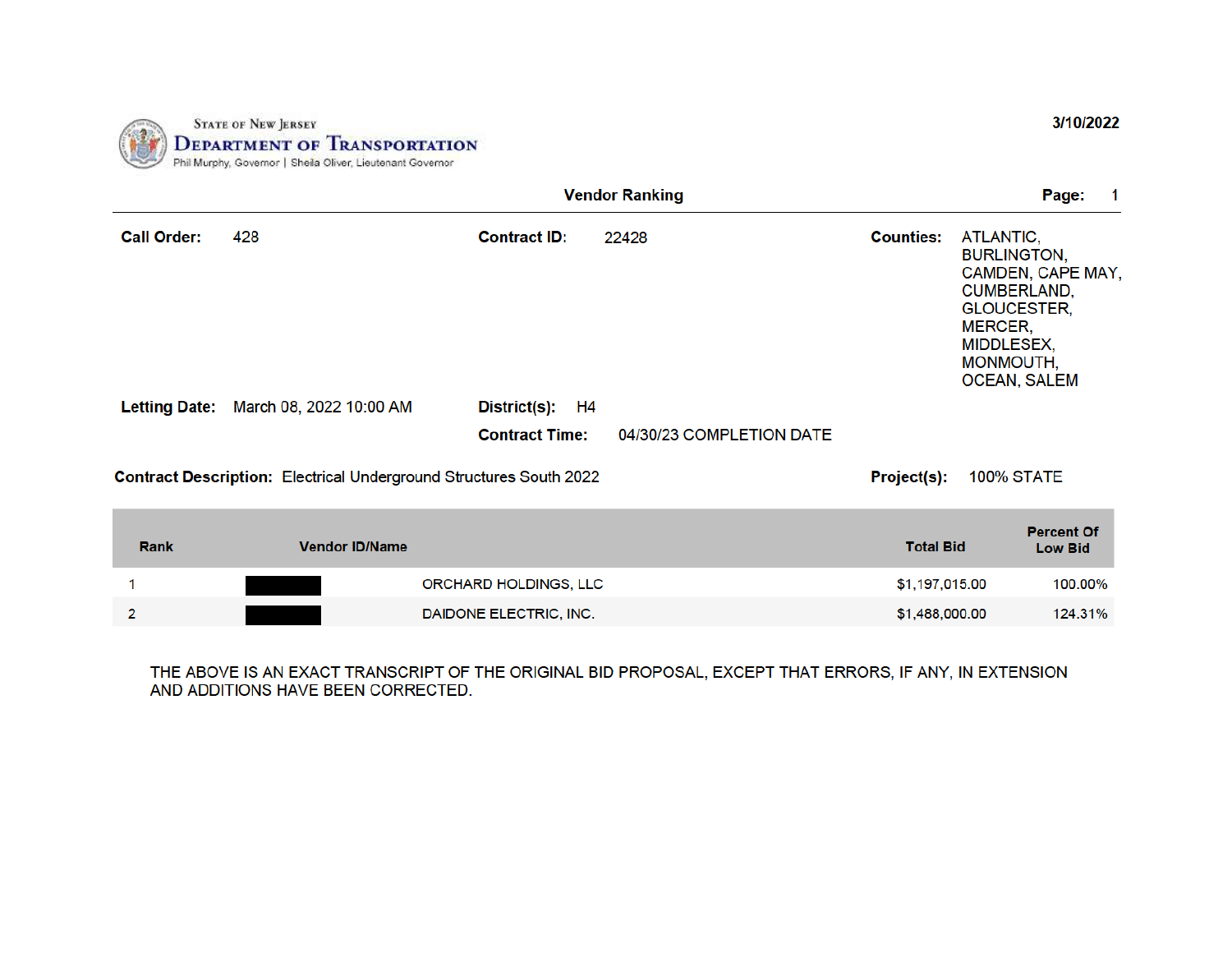State of New Jersey
**Department of Transportation**
Phil Murphy, Governor | Sheila Oliver, Lieutenant Governor

**3/10/2022**

## Vendor Ranking

**Page:** 1

**Call Order:** 428

**Contract ID:** 22428

**Counties:** ATLANTIC, BURLINGTON, CAMDEN, CAPE MAY, CUMBERLAND, GLOUCESTER, MERCER, MIDDLESEX, MONMOUTH, OCEAN, SALEM

**Letting Date:** March 08, 2022 10:00 AM

**District(s):** H4

**Contract Time:** 04/30/23 COMPLETION DATE

**Contract Description:** Electrical Underground Structures South 2022

**Project(s):** 100% STATE

| Rank | Vendor ID/Name | | Total Bid | Percent Of Low Bid |
|---|---|---|---|---|
| 1 | [REDACTED] | ORCHARD HOLDINGS, LLC | $1,197,015.00 | 100.00% |
| 2 | [REDACTED] | DAIDONE ELECTRIC, INC. | $1,488,000.00 | 124.31% |

THE ABOVE IS AN EXACT TRANSCRIPT OF THE ORIGINAL BID PROPOSAL, EXCEPT THAT ERRORS, IF ANY, IN EXTENSION AND ADDITIONS HAVE BEEN CORRECTED.